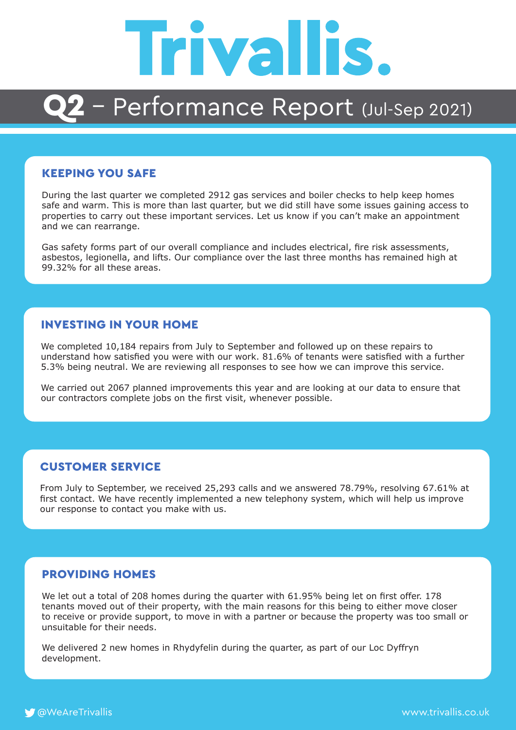# Trivallis.

## Q2 – Performance Report (Jul-Sep 2021)

### KEEPING YOU SAFE

During the last quarter we completed 2912 gas services and boiler checks to help keep homes safe and warm. This is more than last quarter, but we did still have some issues gaining access to properties to carry out these important services. Let us know if you can't make an appointment and we can rearrange.

Gas safety forms part of our overall compliance and includes electrical, fire risk assessments, asbestos, legionella, and lifts. Our compliance over the last three months has remained high at 99.32% for all these areas.

### INVESTING IN YOUR HOME

We completed 10,184 repairs from July to September and followed up on these repairs to understand how satisfied you were with our work. 81.6% of tenants were satisfied with a further 5.3% being neutral. We are reviewing all responses to see how we can improve this service.

We carried out 2067 planned improvements this year and are looking at our data to ensure that our contractors complete jobs on the first visit, whenever possible.

### CUSTOMER SERVICE

From July to September, we received 25,293 calls and we answered 78.79%, resolving 67.61% at first contact. We have recently implemented a new telephony system, which will help us improve our response to contact you make with us.

### PROVIDING HOMES

We let out a total of 208 homes during the quarter with 61.95% being let on first offer. 178 tenants moved out of their property, with the main reasons for this being to either move closer to receive or provide support, to move in with a partner or because the property was too small or unsuitable for their needs.

We delivered 2 new homes in Rhydyfelin during the quarter, as part of our Loc Dyffryn development.

@WeAreTrivallis www.trivallis.co.uk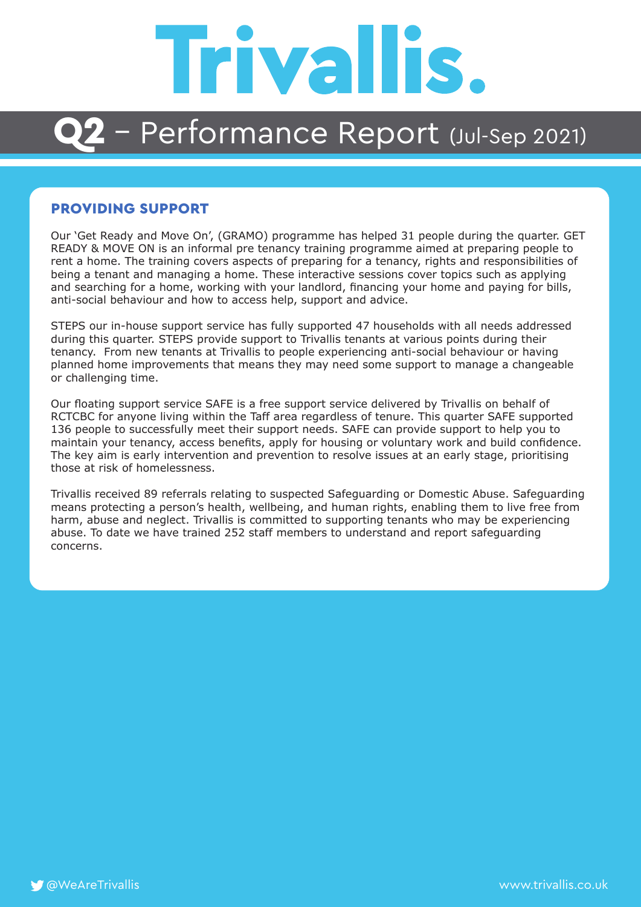# Trivallis.

## Q2 – Performance Report (Jul-Sep 2021)

### PROVIDING SUPPORT

Our 'Get Ready and Move On', (GRAMO) programme has helped 31 people during the quarter. GET READY & MOVE ON is an informal pre tenancy training programme aimed at preparing people to rent a home. The training covers aspects of preparing for a tenancy, rights and responsibilities of being a tenant and managing a home. These interactive sessions cover topics such as applying and searching for a home, working with your landlord, financing your home and paying for bills, anti-social behaviour and how to access help, support and advice.

STEPS our in-house support service has fully supported 47 households with all needs addressed during this quarter. STEPS provide support to Trivallis tenants at various points during their tenancy. From new tenants at Trivallis to people experiencing anti-social behaviour or having planned home improvements that means they may need some support to manage a changeable or challenging time.

Our floating support service SAFE is a free support service delivered by Trivallis on behalf of RCTCBC for anyone living within the Taff area regardless of tenure. This quarter SAFE supported 136 people to successfully meet their support needs. SAFE can provide support to help you to maintain your tenancy, access benefits, apply for housing or voluntary work and build confidence. The key aim is early intervention and prevention to resolve issues at an early stage, prioritising those at risk of homelessness.

Trivallis received 89 referrals relating to suspected Safeguarding or Domestic Abuse. Safeguarding means protecting a person's health, wellbeing, and human rights, enabling them to live free from harm, abuse and neglect. Trivallis is committed to supporting tenants who may be experiencing abuse. To date we have trained 252 staff members to understand and report safeguarding concerns.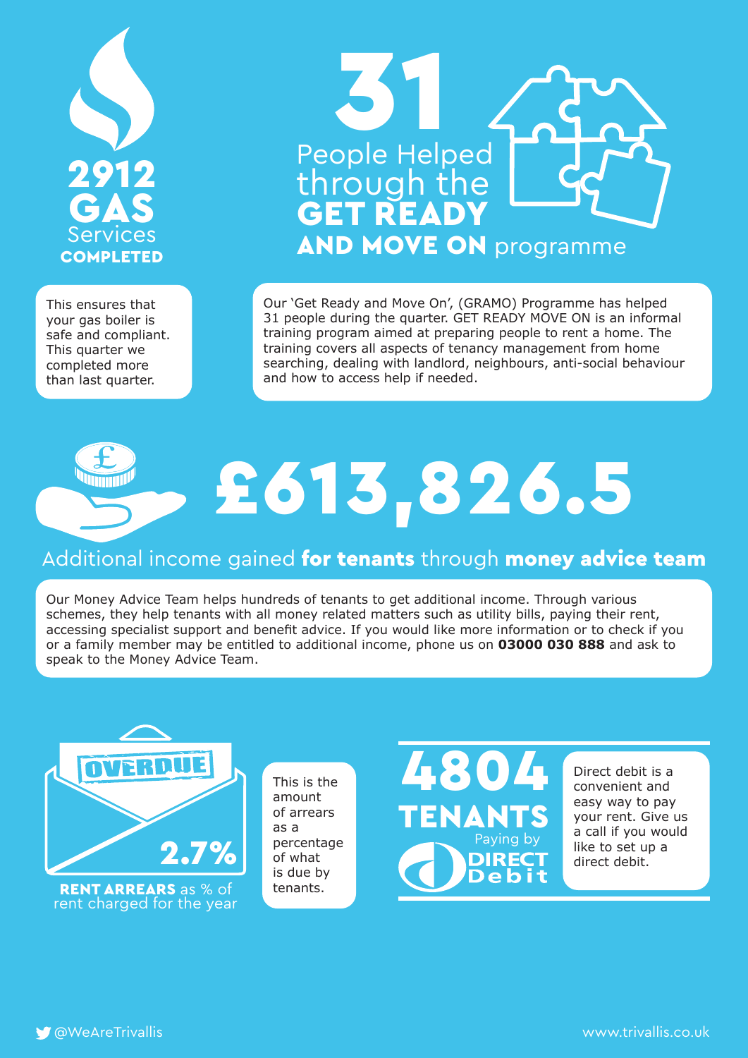## 2912 GAS Services COMPLETED

This ensures that your gas boiler is safe and compliant. This quarter we completed more than last quarter.

## 31 People Helped through the GET READY AND MOVE ON programme

Our 'Get Ready and Move On', (GRAMO) Programme has helped 31 people during the quarter. GET READY MOVE ON is an informal training program aimed at preparing people to rent a home. The training covers all aspects of tenancy management from home searching, dealing with landlord, neighbours, anti-social behaviour and how to access help if needed.

## £613,826.5

Additional income gained **for tenants** through **money advice team**

Our Money Advice Team helps hundreds of tenants to get additional income. Through various schemes, they help tenants with all money related matters such as utility bills, paying their rent, accessing specialist support and benefit advice. If you would like more information or to check if you or a family member may be entitled to additional income, phone us on **03000 030 888** and ask to speak to the Money Advice Team.

## OVERDUE 2.7%

**RENT ARREARS** as % of rent charged for the year

This is the amount of arrears as a percentage of what is due by tenants.

## 4804 TENANTS

Paying by DIRECT Debit

Direct debit is a convenient and easy way to pay your rent. Give us a call if you would like to set up a direct debit.

@WeAreTrivallis

www.trivallis.co.uk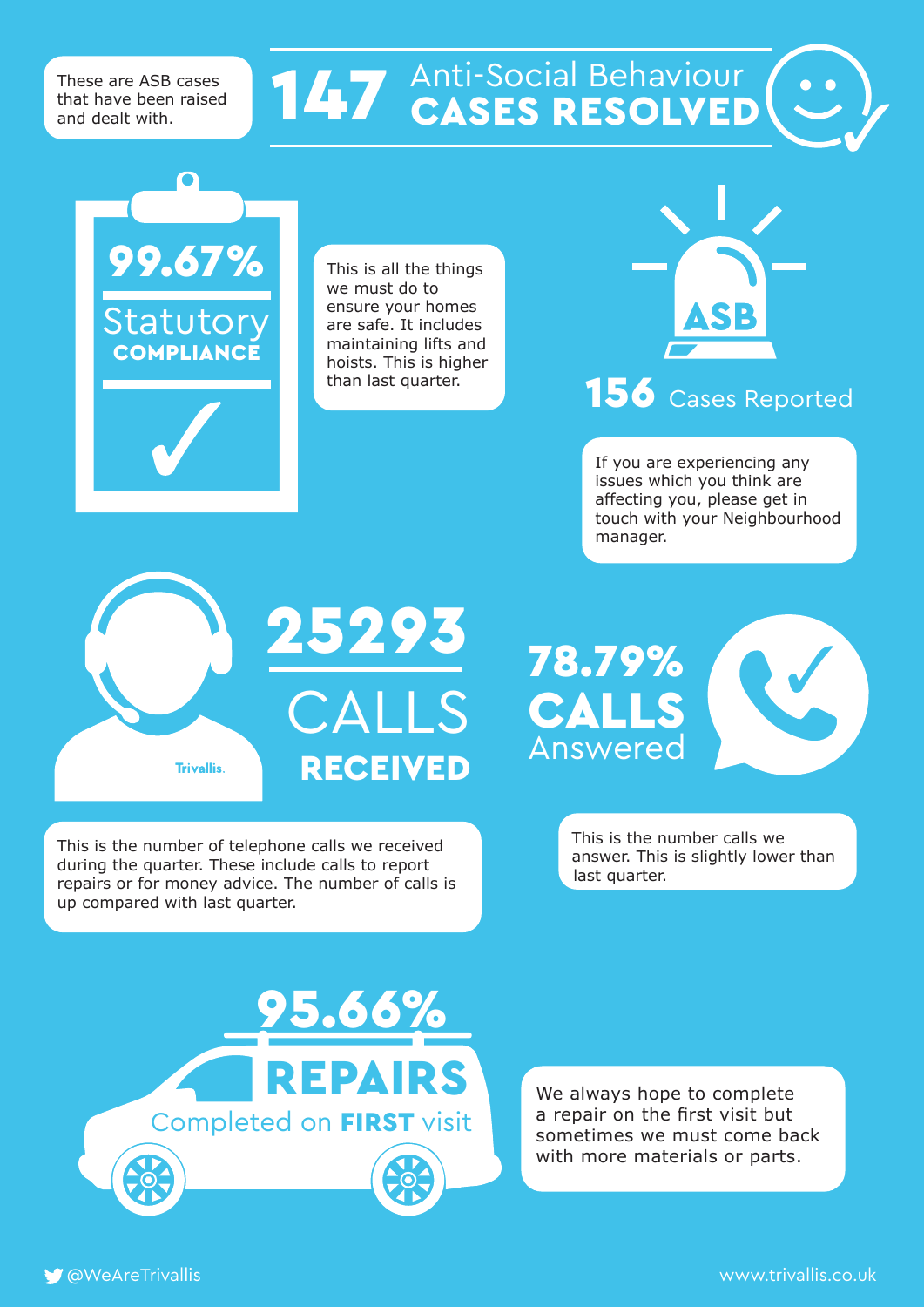These are ASB cases that have been raised and dealt with.

# 147 Anti-Social Behaviour CASES RESOLVED

## 99.67% Statutory COMPLIANCE

This is all the things we must do to ensure your homes are safe. It includes maintaining lifts and hoists. This is higher than last quarter.

## ASB

## 156 Cases Reported

If you are experiencing any issues which you think are affecting you, please get in touch with your Neighbourhood manager.

## 25293 CALLS RECEIVED

Trivallis.

This is the number of telephone calls we received during the quarter. These include calls to report repairs or for money advice. The number of calls is up compared with last quarter.

## 78.79% CALLS Answered

This is the number calls we answer. This is slightly lower than last quarter.

## 95.66% REPAIRS Completed on **FIRST** visit

We always hope to complete a repair on the first visit but sometimes we must come back with more materials or parts.

@WeAreTrivallis

www.trivallis.co.uk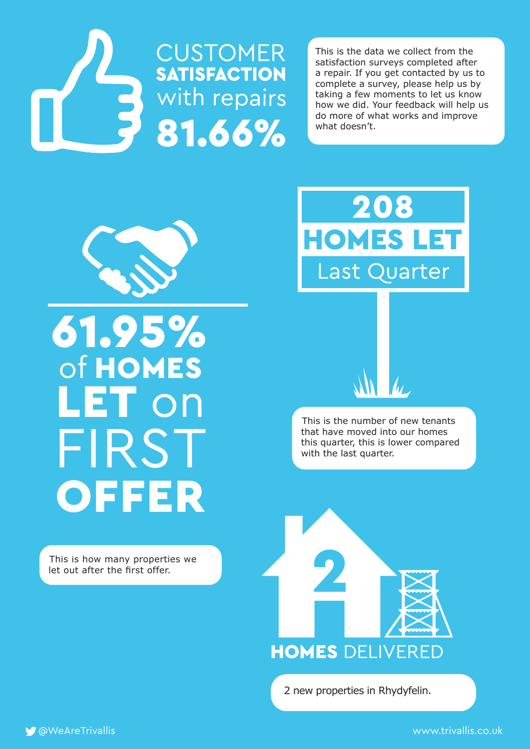## CUSTOMER **SATISFACTION** with repairs

# 81.66%

This is the data we collect from the satisfaction surveys completed after a repair. If you get contacted by us to complete a survey, please help us by taking a few moments to let us know how we did. Your feedback will help us do more of what works and improve what doesn't.

# 208

## HOMES LET

Last Quarter

This is the number of new tenants that have moved into our homes this quarter, this is lower compared with the last quarter.

# 61.95%

## of **HOMES LET** on FIRST **OFFER**

This is how many properties we let out after the first offer.

# 2

## **HOMES** DELIVERED

2 new properties in Rhydyfelin.

@WeAreTrivallis

www.trivallis.co.uk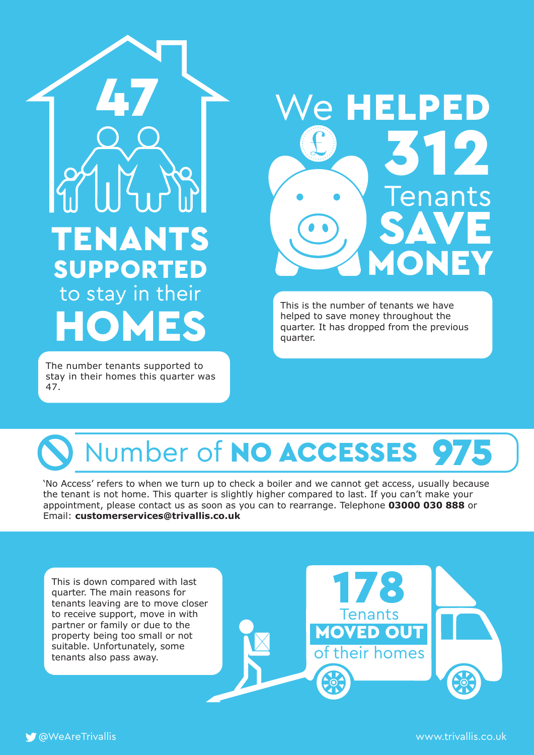## 47 TENANTS SUPPORTED to stay in their HOMES

The number tenants supported to stay in their homes this quarter was 47.

## We HELPED 312 Tenants SAVE MONEY

This is the number of tenants we have helped to save money throughout the quarter. It has dropped from the previous quarter.

## Number of NO ACCESSES 975

'No Access' refers to when we turn up to check a boiler and we cannot get access, usually because the tenant is not home. This quarter is slightly higher compared to last. If you can't make your appointment, please contact us as soon as you can to rearrange. Telephone **03000 030 888** or Email: **customerservices@trivallis.co.uk**

## 178 Tenants MOVED OUT of their homes

This is down compared with last quarter. The main reasons for tenants leaving are to move closer to receive support, move in with partner or family or due to the property being too small or not suitable. Unfortunately, some tenants also pass away.

@WeAreTrivallis

www.trivallis.co.uk